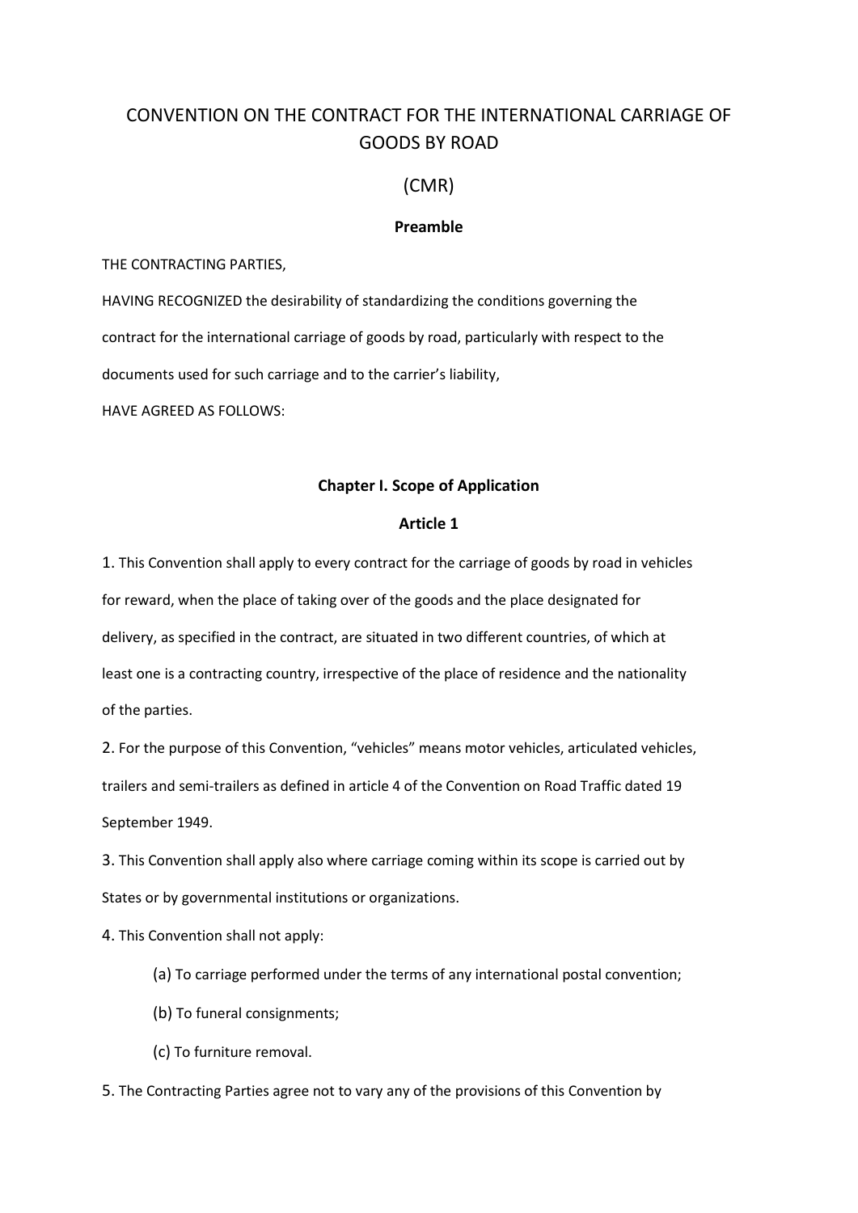# CONVENTION ON THE CONTRACT FOR THE INTERNATIONAL CARRIAGE OF GOODS BY ROAD

# (CMR)

## Preamble

THE CONTRACTING PARTIES,

HAVING RECOGNIZED the desirability of standardizing the conditions governing the contract for the international carriage of goods by road, particularly with respect to the documents used for such carriage and to the carrier's liability,

HAVE AGREED AS FOLLOWS:

## Chapter I. Scope of Application

### Article 1

1. This Convention shall apply to every contract for the carriage of goods by road in vehicles for reward, when the place of taking over of the goods and the place designated for delivery, as specified in the contract, are situated in two different countries, of which at least one is a contracting country, irrespective of the place of residence and the nationality of the parties.

2. For the purpose of this Convention, "vehicles" means motor vehicles, articulated vehicles, trailers and semi-trailers as defined in article 4 of the Convention on Road Traffic dated 19 September 1949.

3. This Convention shall apply also where carriage coming within its scope is carried out by States or by governmental institutions or organizations.

4. This Convention shall not apply:

   (a) To carriage performed under the terms of any international postal convention;

   (b) To funeral consignments;

   (c) To furniture removal.

5. The Contracting Parties agree not to vary any of the provisions of this Convention by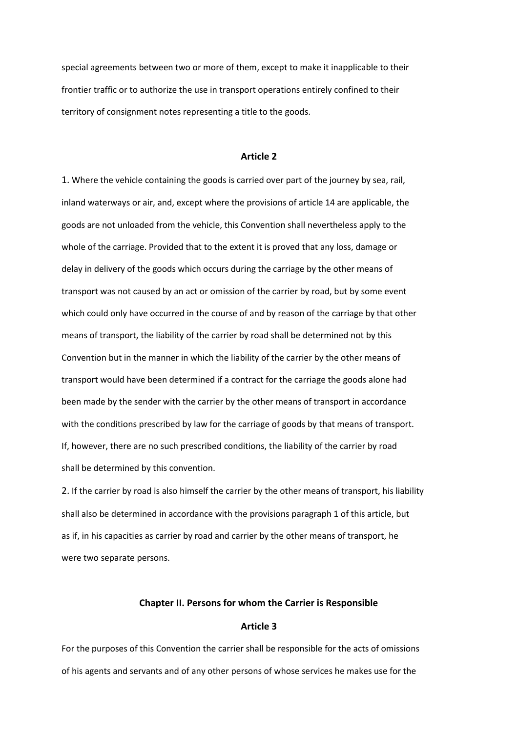special agreements between two or more of them, except to make it inapplicable to their frontier traffic or to authorize the use in transport operations entirely confined to their territory of consignment notes representing a title to the goods.

### Article 2

1. Where the vehicle containing the goods is carried over part of the journey by sea, rail, inland waterways or air, and, except where the provisions of article 14 are applicable, the goods are not unloaded from the vehicle, this Convention shall nevertheless apply to the whole of the carriage. Provided that to the extent it is proved that any loss, damage or delay in delivery of the goods which occurs during the carriage by the other means of transport was not caused by an act or omission of the carrier by road, but by some event which could only have occurred in the course of and by reason of the carriage by that other means of transport, the liability of the carrier by road shall be determined not by this Convention but in the manner in which the liability of the carrier by the other means of transport would have been determined if a contract for the carriage the goods alone had been made by the sender with the carrier by the other means of transport in accordance with the conditions prescribed by law for the carriage of goods by that means of transport. If, however, there are no such prescribed conditions, the liability of the carrier by road shall be determined by this convention.

2. If the carrier by road is also himself the carrier by the other means of transport, his liability shall also be determined in accordance with the provisions paragraph 1 of this article, but as if, in his capacities as carrier by road and carrier by the other means of transport, he were two separate persons.

## Chapter II. Persons for whom the Carrier is Responsible

### Article 3

For the purposes of this Convention the carrier shall be responsible for the acts of omissions of his agents and servants and of any other persons of whose services he makes use for the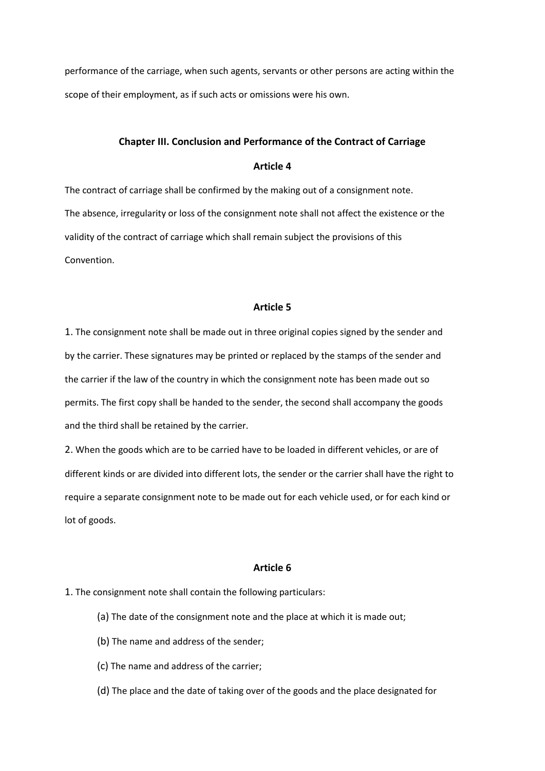performance of the carriage, when such agents, servants or other persons are acting within the scope of their employment, as if such acts or omissions were his own.

## Chapter III. Conclusion and Performance of the Contract of Carriage

### Article 4

The contract of carriage shall be confirmed by the making out of a consignment note.
The absence, irregularity or loss of the consignment note shall not affect the existence or the validity of the contract of carriage which shall remain subject the provisions of this Convention.

### Article 5

1. The consignment note shall be made out in three original copies signed by the sender and by the carrier. These signatures may be printed or replaced by the stamps of the sender and the carrier if the law of the country in which the consignment note has been made out so permits. The first copy shall be handed to the sender, the second shall accompany the goods and the third shall be retained by the carrier.
2. When the goods which are to be carried have to be loaded in different vehicles, or are of different kinds or are divided into different lots, the sender or the carrier shall have the right to require a separate consignment note to be made out for each vehicle used, or for each kind or lot of goods.

### Article 6

1. The consignment note shall contain the following particulars:

   (a) The date of the consignment note and the place at which it is made out;

   (b) The name and address of the sender;

   (c) The name and address of the carrier;

   (d) The place and the date of taking over of the goods and the place designated for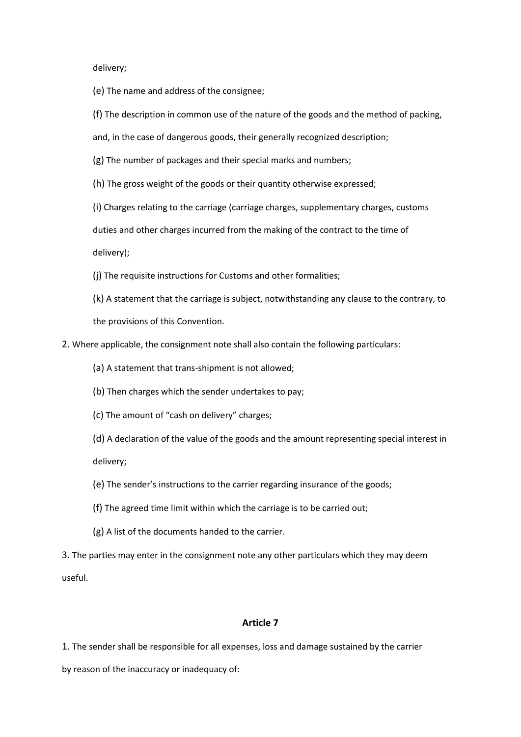delivery;

(e) The name and address of the consignee;

(f) The description in common use of the nature of the goods and the method of packing, and, in the case of dangerous goods, their generally recognized description;

(g) The number of packages and their special marks and numbers;

(h) The gross weight of the goods or their quantity otherwise expressed;

(i) Charges relating to the carriage (carriage charges, supplementary charges, customs duties and other charges incurred from the making of the contract to the time of delivery);

(j) The requisite instructions for Customs and other formalities;

(k) A statement that the carriage is subject, notwithstanding any clause to the contrary, to the provisions of this Convention.

2. Where applicable, the consignment note shall also contain the following particulars:

(a) A statement that trans-shipment is not allowed;

(b) Then charges which the sender undertakes to pay;

(c) The amount of “cash on delivery” charges;

(d) A declaration of the value of the goods and the amount representing special interest in delivery;

(e) The sender’s instructions to the carrier regarding insurance of the goods;

(f) The agreed time limit within which the carriage is to be carried out;

(g) A list of the documents handed to the carrier.

3. The parties may enter in the consignment note any other particulars which they may deem useful.

## Article 7

1. The sender shall be responsible for all expenses, loss and damage sustained by the carrier by reason of the inaccuracy or inadequacy of: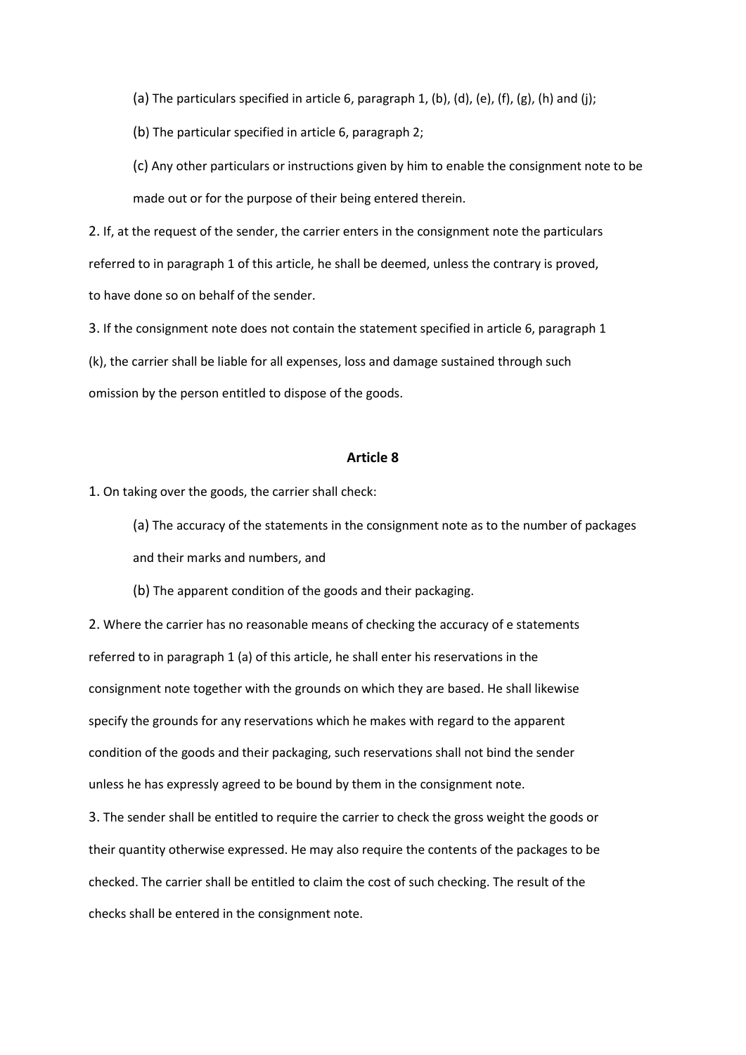(a) The particulars specified in article 6, paragraph 1, (b), (d), (e), (f), (g), (h) and (j);

(b) The particular specified in article 6, paragraph 2;

(c) Any other particulars or instructions given by him to enable the consignment note to be made out or for the purpose of their being entered therein.

2. If, at the request of the sender, the carrier enters in the consignment note the particulars referred to in paragraph 1 of this article, he shall be deemed, unless the contrary is proved, to have done so on behalf of the sender.

3. If the consignment note does not contain the statement specified in article 6, paragraph 1 (k), the carrier shall be liable for all expenses, loss and damage sustained through such omission by the person entitled to dispose of the goods.

**Article 8**

1. On taking over the goods, the carrier shall check:

(a) The accuracy of the statements in the consignment note as to the number of packages and their marks and numbers, and

(b) The apparent condition of the goods and their packaging.

2. Where the carrier has no reasonable means of checking the accuracy of e statements referred to in paragraph 1 (a) of this article, he shall enter his reservations in the consignment note together with the grounds on which they are based. He shall likewise specify the grounds for any reservations which he makes with regard to the apparent condition of the goods and their packaging, such reservations shall not bind the sender unless he has expressly agreed to be bound by them in the consignment note.

3. The sender shall be entitled to require the carrier to check the gross weight the goods or their quantity otherwise expressed. He may also require the contents of the packages to be checked. The carrier shall be entitled to claim the cost of such checking. The result of the checks shall be entered in the consignment note.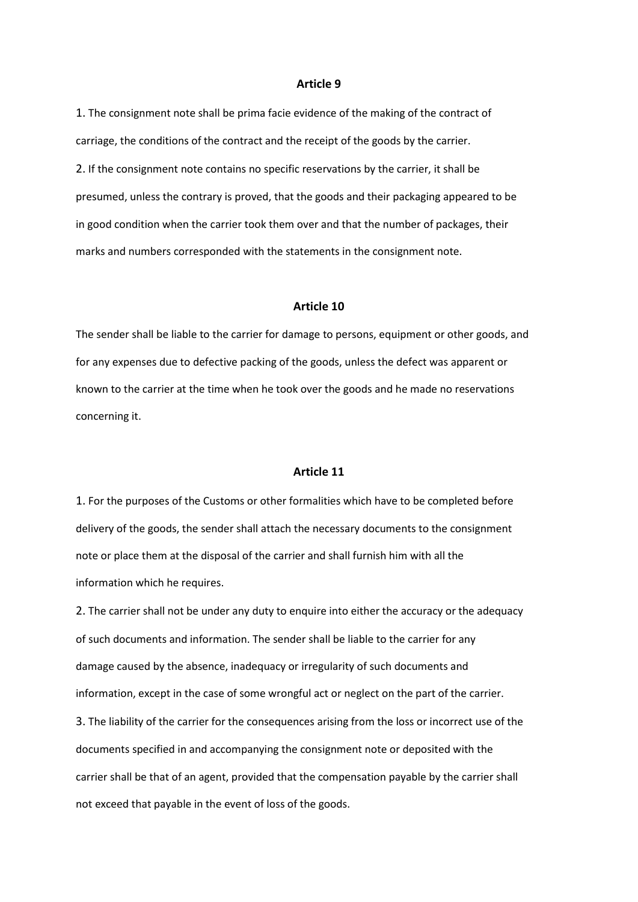**Article 9**

1. The consignment note shall be prima facie evidence of the making of the contract of carriage, the conditions of the contract and the receipt of the goods by the carrier.

2. If the consignment note contains no specific reservations by the carrier, it shall be presumed, unless the contrary is proved, that the goods and their packaging appeared to be in good condition when the carrier took them over and that the number of packages, their marks and numbers corresponded with the statements in the consignment note.

**Article 10**

The sender shall be liable to the carrier for damage to persons, equipment or other goods, and for any expenses due to defective packing of the goods, unless the defect was apparent or known to the carrier at the time when he took over the goods and he made no reservations concerning it.

**Article 11**

1. For the purposes of the Customs or other formalities which have to be completed before delivery of the goods, the sender shall attach the necessary documents to the consignment note or place them at the disposal of the carrier and shall furnish him with all the information which he requires.

2. The carrier shall not be under any duty to enquire into either the accuracy or the adequacy of such documents and information. The sender shall be liable to the carrier for any damage caused by the absence, inadequacy or irregularity of such documents and information, except in the case of some wrongful act or neglect on the part of the carrier.

3. The liability of the carrier for the consequences arising from the loss or incorrect use of the documents specified in and accompanying the consignment note or deposited with the carrier shall be that of an agent, provided that the compensation payable by the carrier shall not exceed that payable in the event of loss of the goods.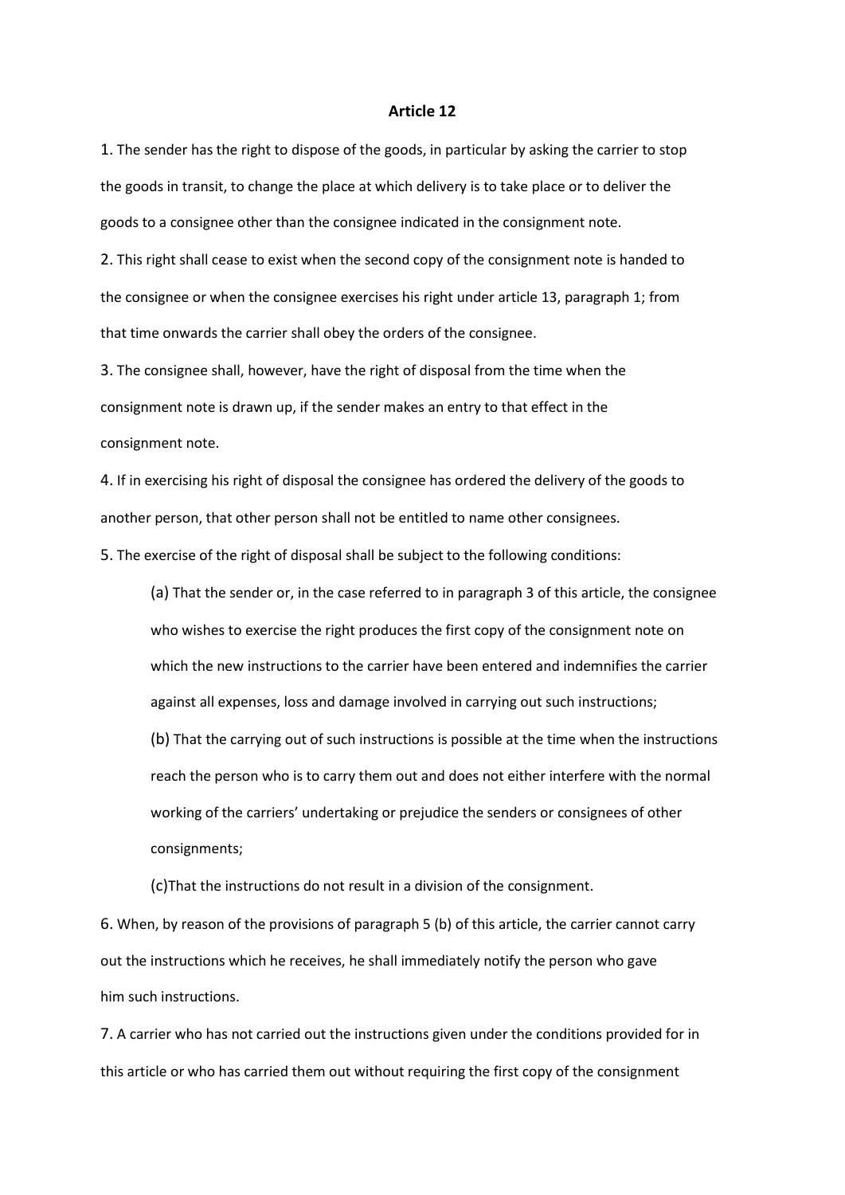**Article 12**

1. The sender has the right to dispose of the goods, in particular by asking the carrier to stop the goods in transit, to change the place at which delivery is to take place or to deliver the goods to a consignee other than the consignee indicated in the consignment note.

2. This right shall cease to exist when the second copy of the consignment note is handed to the consignee or when the consignee exercises his right under article 13, paragraph 1; from that time onwards the carrier shall obey the orders of the consignee.

3. The consignee shall, however, have the right of disposal from the time when the consignment note is drawn up, if the sender makes an entry to that effect in the consignment note.

4. If in exercising his right of disposal the consignee has ordered the delivery of the goods to another person, that other person shall not be entitled to name other consignees.

5. The exercise of the right of disposal shall be subject to the following conditions:

(a) That the sender or, in the case referred to in paragraph 3 of this article, the consignee who wishes to exercise the right produces the first copy of the consignment note on which the new instructions to the carrier have been entered and indemnifies the carrier against all expenses, loss and damage involved in carrying out such instructions;

(b) That the carrying out of such instructions is possible at the time when the instructions reach the person who is to carry them out and does not either interfere with the normal working of the carriers' undertaking or prejudice the senders or consignees of other consignments;

(c)That the instructions do not result in a division of the consignment.

6. When, by reason of the provisions of paragraph 5 (b) of this article, the carrier cannot carry out the instructions which he receives, he shall immediately notify the person who gave him such instructions.

7. A carrier who has not carried out the instructions given under the conditions provided for in this article or who has carried them out without requiring the first copy of the consignment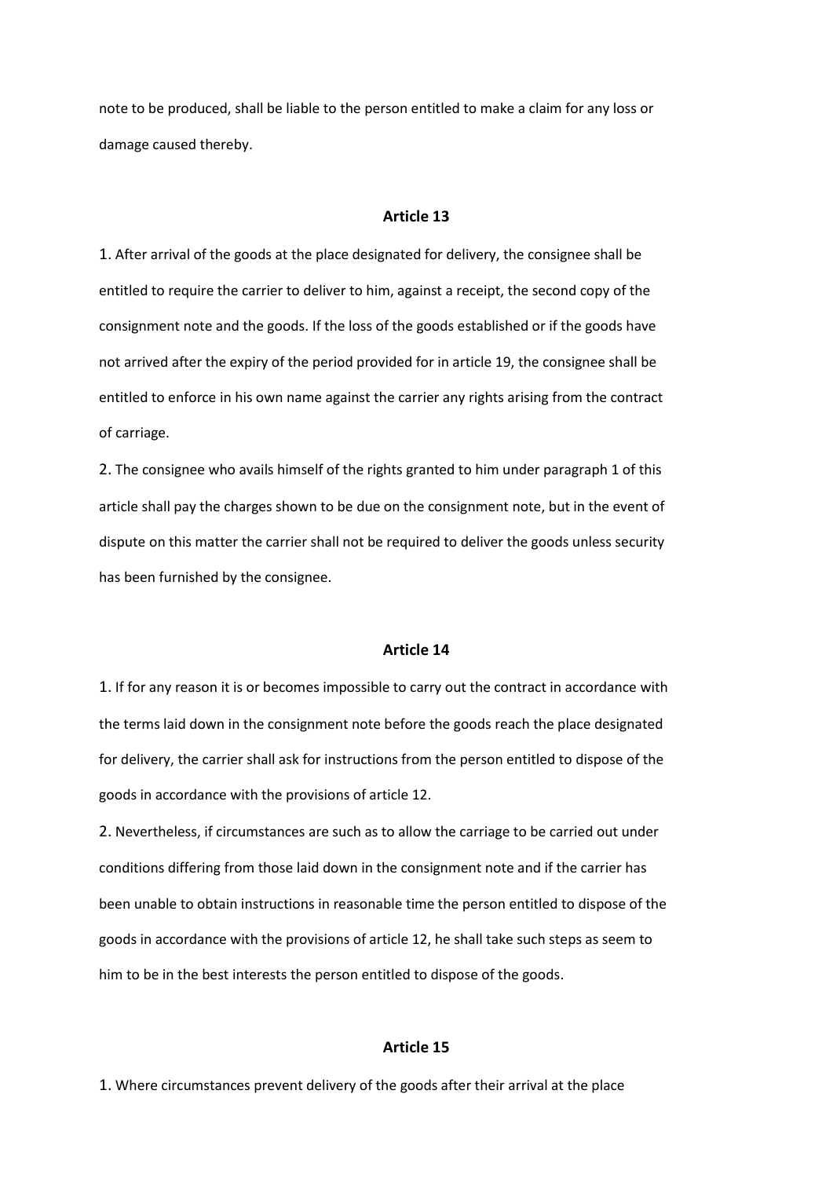note to be produced, shall be liable to the person entitled to make a claim for any loss or damage caused thereby.

### Article 13

1. After arrival of the goods at the place designated for delivery, the consignee shall be entitled to require the carrier to deliver to him, against a receipt, the second copy of the consignment note and the goods. If the loss of the goods established or if the goods have not arrived after the expiry of the period provided for in article 19, the consignee shall be entitled to enforce in his own name against the carrier any rights arising from the contract of carriage.

2. The consignee who avails himself of the rights granted to him under paragraph 1 of this article shall pay the charges shown to be due on the consignment note, but in the event of dispute on this matter the carrier shall not be required to deliver the goods unless security has been furnished by the consignee.

### Article 14

1. If for any reason it is or becomes impossible to carry out the contract in accordance with the terms laid down in the consignment note before the goods reach the place designated for delivery, the carrier shall ask for instructions from the person entitled to dispose of the goods in accordance with the provisions of article 12.

2. Nevertheless, if circumstances are such as to allow the carriage to be carried out under conditions differing from those laid down in the consignment note and if the carrier has been unable to obtain instructions in reasonable time the person entitled to dispose of the goods in accordance with the provisions of article 12, he shall take such steps as seem to him to be in the best interests the person entitled to dispose of the goods.

### Article 15

1. Where circumstances prevent delivery of the goods after their arrival at the place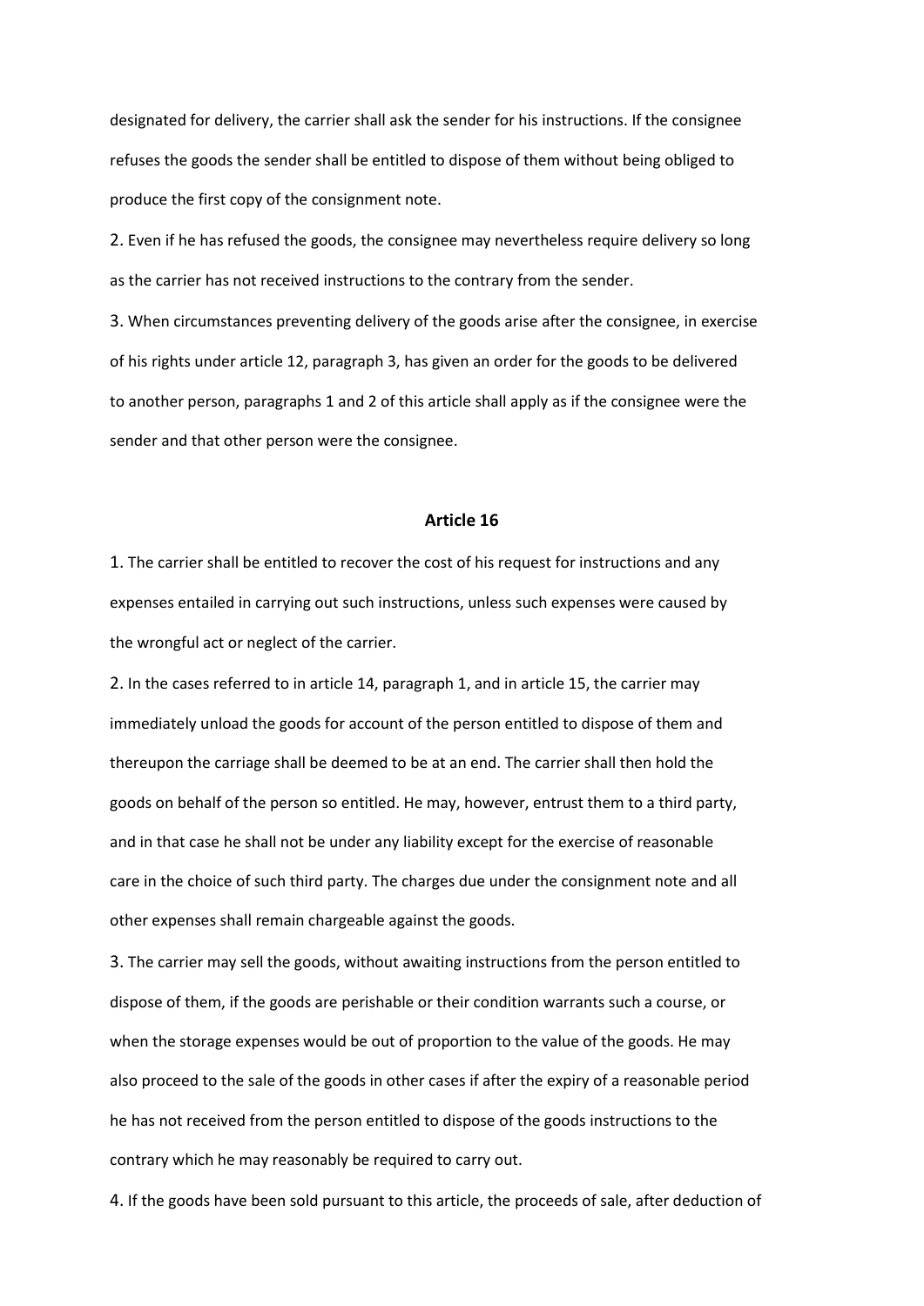designated for delivery, the carrier shall ask the sender for his instructions. If the consignee refuses the goods the sender shall be entitled to dispose of them without being obliged to produce the first copy of the consignment note.

2. Even if he has refused the goods, the consignee may nevertheless require delivery so long as the carrier has not received instructions to the contrary from the sender.

3. When circumstances preventing delivery of the goods arise after the consignee, in exercise of his rights under article 12, paragraph 3, has given an order for the goods to be delivered to another person, paragraphs 1 and 2 of this article shall apply as if the consignee were the sender and that other person were the consignee.

## Article 16

1. The carrier shall be entitled to recover the cost of his request for instructions and any expenses entailed in carrying out such instructions, unless such expenses were caused by the wrongful act or neglect of the carrier.

2. In the cases referred to in article 14, paragraph 1, and in article 15, the carrier may immediately unload the goods for account of the person entitled to dispose of them and thereupon the carriage shall be deemed to be at an end. The carrier shall then hold the goods on behalf of the person so entitled. He may, however, entrust them to a third party, and in that case he shall not be under any liability except for the exercise of reasonable care in the choice of such third party. The charges due under the consignment note and all other expenses shall remain chargeable against the goods.

3. The carrier may sell the goods, without awaiting instructions from the person entitled to dispose of them, if the goods are perishable or their condition warrants such a course, or when the storage expenses would be out of proportion to the value of the goods. He may also proceed to the sale of the goods in other cases if after the expiry of a reasonable period he has not received from the person entitled to dispose of the goods instructions to the contrary which he may reasonably be required to carry out.

4. If the goods have been sold pursuant to this article, the proceeds of sale, after deduction of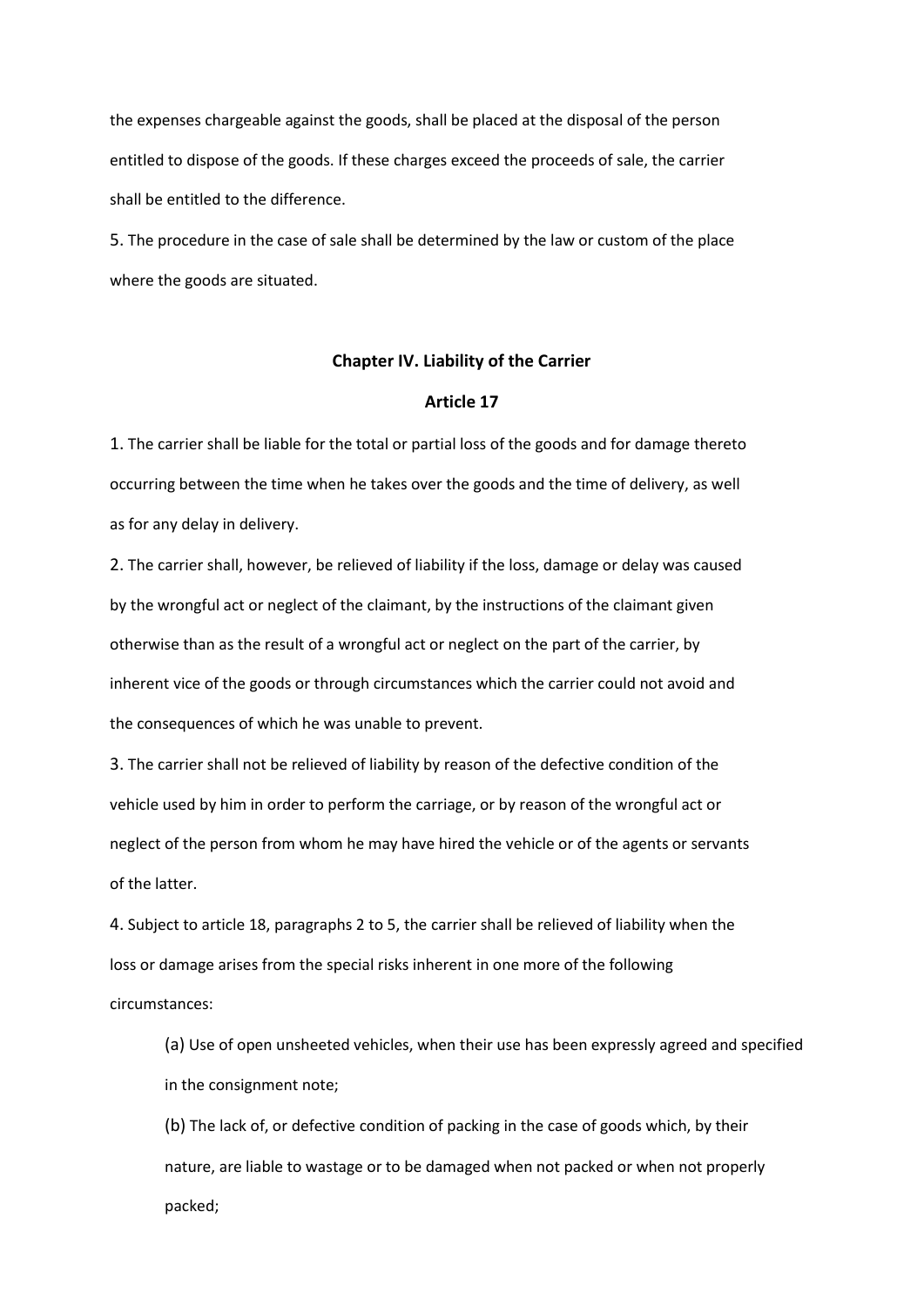the expenses chargeable against the goods, shall be placed at the disposal of the person entitled to dispose of the goods. If these charges exceed the proceeds of sale, the carrier shall be entitled to the difference.

5. The procedure in the case of sale shall be determined by the law or custom of the place where the goods are situated.

## Chapter IV. Liability of the Carrier

### Article 17

1. The carrier shall be liable for the total or partial loss of the goods and for damage thereto occurring between the time when he takes over the goods and the time of delivery, as well as for any delay in delivery.

2. The carrier shall, however, be relieved of liability if the loss, damage or delay was caused by the wrongful act or neglect of the claimant, by the instructions of the claimant given otherwise than as the result of a wrongful act or neglect on the part of the carrier, by inherent vice of the goods or through circumstances which the carrier could not avoid and the consequences of which he was unable to prevent.

3. The carrier shall not be relieved of liability by reason of the defective condition of the vehicle used by him in order to perform the carriage, or by reason of the wrongful act or neglect of the person from whom he may have hired the vehicle or of the agents or servants of the latter.

4. Subject to article 18, paragraphs 2 to 5, the carrier shall be relieved of liability when the loss or damage arises from the special risks inherent in one more of the following circumstances:

   (a) Use of open unsheeted vehicles, when their use has been expressly agreed and specified in the consignment note;

   (b) The lack of, or defective condition of packing in the case of goods which, by their nature, are liable to wastage or to be damaged when not packed or when not properly packed;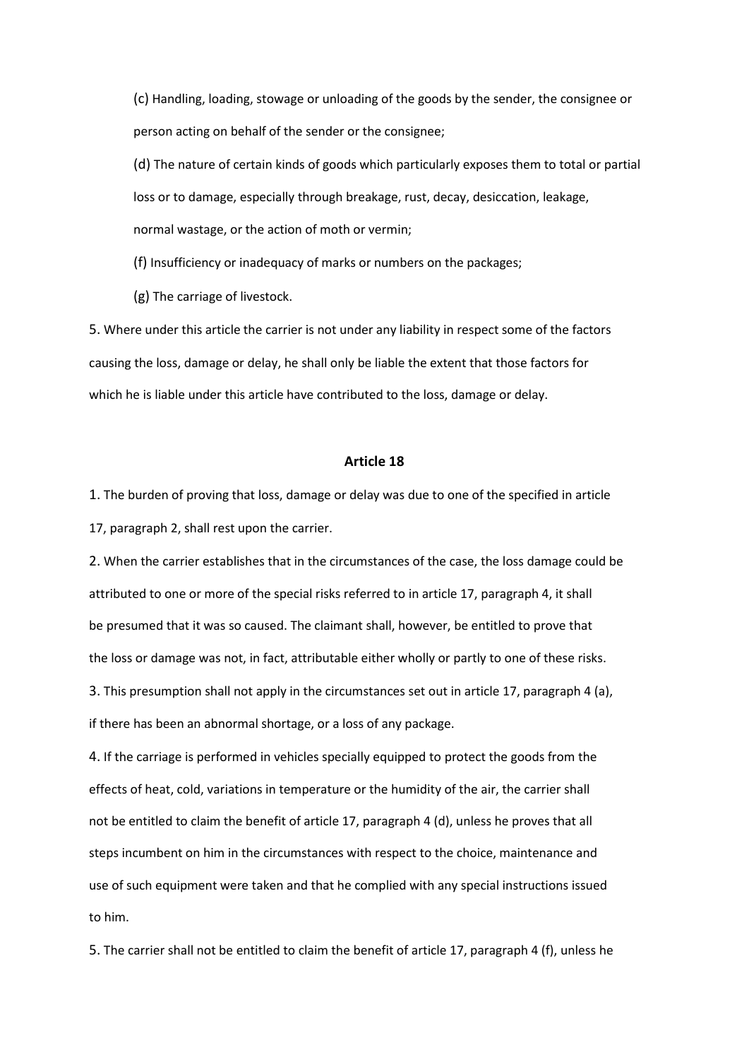(c) Handling, loading, stowage or unloading of the goods by the sender, the consignee or person acting on behalf of the sender or the consignee;

(d) The nature of certain kinds of goods which particularly exposes them to total or partial loss or to damage, especially through breakage, rust, decay, desiccation, leakage, normal wastage, or the action of moth or vermin;

(f) Insufficiency or inadequacy of marks or numbers on the packages;

(g) The carriage of livestock.

5. Where under this article the carrier is not under any liability in respect some of the factors causing the loss, damage or delay, he shall only be liable the extent that those factors for which he is liable under this article have contributed to the loss, damage or delay.

### Article 18

1. The burden of proving that loss, damage or delay was due to one of the specified in article 17, paragraph 2, shall rest upon the carrier.

2. When the carrier establishes that in the circumstances of the case, the loss damage could be attributed to one or more of the special risks referred to in article 17, paragraph 4, it shall be presumed that it was so caused. The claimant shall, however, be entitled to prove that the loss or damage was not, in fact, attributable either wholly or partly to one of these risks.

3. This presumption shall not apply in the circumstances set out in article 17, paragraph 4 (a), if there has been an abnormal shortage, or a loss of any package.

4. If the carriage is performed in vehicles specially equipped to protect the goods from the effects of heat, cold, variations in temperature or the humidity of the air, the carrier shall not be entitled to claim the benefit of article 17, paragraph 4 (d), unless he proves that all steps incumbent on him in the circumstances with respect to the choice, maintenance and use of such equipment were taken and that he complied with any special instructions issued to him.

5. The carrier shall not be entitled to claim the benefit of article 17, paragraph 4 (f), unless he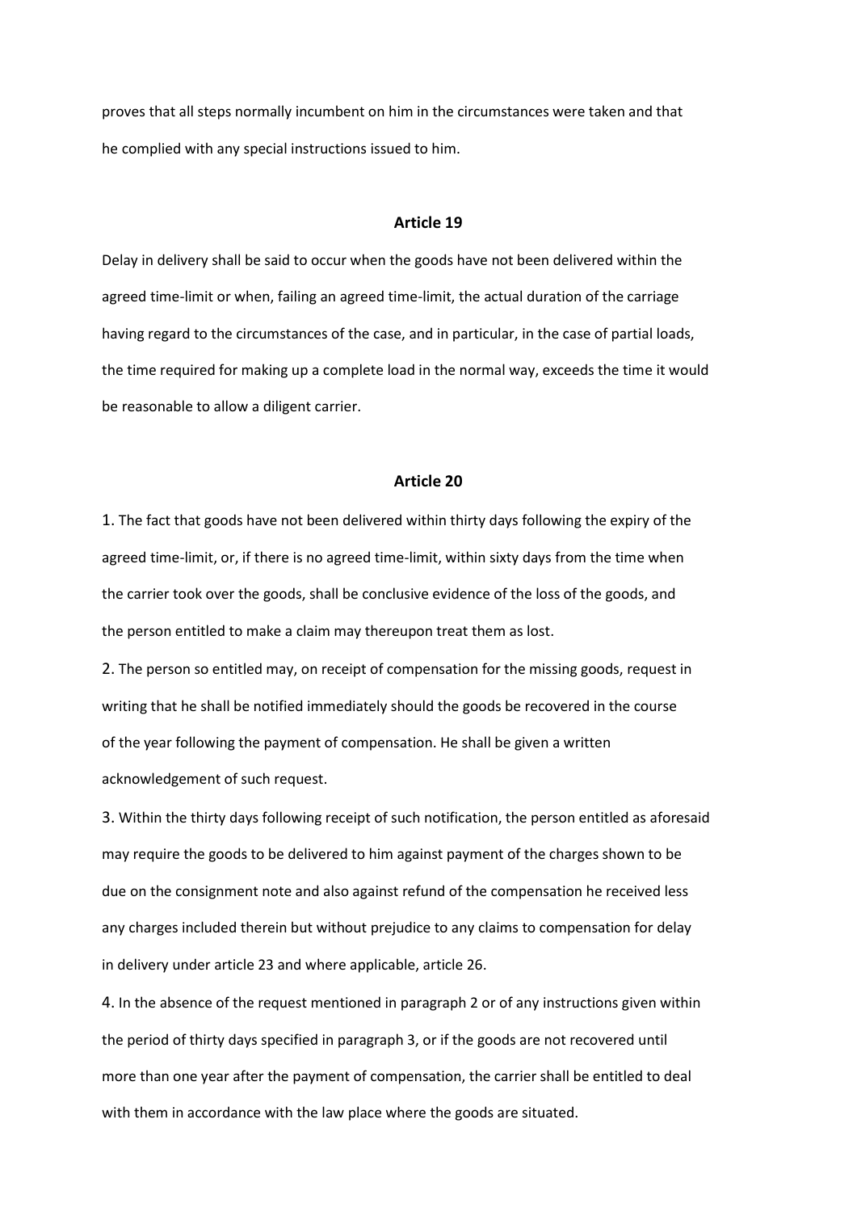proves that all steps normally incumbent on him in the circumstances were taken and that he complied with any special instructions issued to him.

## Article 19

Delay in delivery shall be said to occur when the goods have not been delivered within the agreed time-limit or when, failing an agreed time-limit, the actual duration of the carriage having regard to the circumstances of the case, and in particular, in the case of partial loads, the time required for making up a complete load in the normal way, exceeds the time it would be reasonable to allow a diligent carrier.

## Article 20

1. The fact that goods have not been delivered within thirty days following the expiry of the agreed time-limit, or, if there is no agreed time-limit, within sixty days from the time when the carrier took over the goods, shall be conclusive evidence of the loss of the goods, and the person entitled to make a claim may thereupon treat them as lost.

2. The person so entitled may, on receipt of compensation for the missing goods, request in writing that he shall be notified immediately should the goods be recovered in the course of the year following the payment of compensation. He shall be given a written acknowledgement of such request.

3. Within the thirty days following receipt of such notification, the person entitled as aforesaid may require the goods to be delivered to him against payment of the charges shown to be due on the consignment note and also against refund of the compensation he received less any charges included therein but without prejudice to any claims to compensation for delay in delivery under article 23 and where applicable, article 26.

4. In the absence of the request mentioned in paragraph 2 or of any instructions given within the period of thirty days specified in paragraph 3, or if the goods are not recovered until more than one year after the payment of compensation, the carrier shall be entitled to deal with them in accordance with the law place where the goods are situated.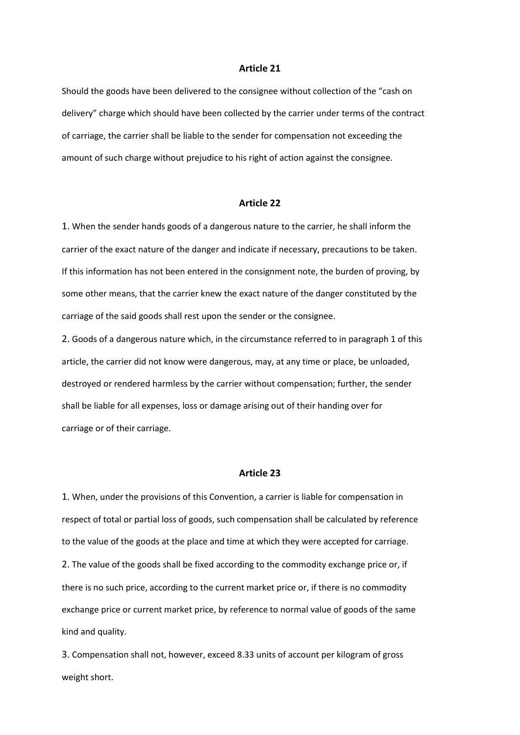### Article 21

Should the goods have been delivered to the consignee without collection of the “cash on delivery” charge which should have been collected by the carrier under terms of the contract of carriage, the carrier shall be liable to the sender for compensation not exceeding the amount of such charge without prejudice to his right of action against the consignee.

### Article 22

1. When the sender hands goods of a dangerous nature to the carrier, he shall inform the carrier of the exact nature of the danger and indicate if necessary, precautions to be taken. If this information has not been entered in the consignment note, the burden of proving, by some other means, that the carrier knew the exact nature of the danger constituted by the carriage of the said goods shall rest upon the sender or the consignee.

2. Goods of a dangerous nature which, in the circumstance referred to in paragraph 1 of this article, the carrier did not know were dangerous, may, at any time or place, be unloaded, destroyed or rendered harmless by the carrier without compensation; further, the sender shall be liable for all expenses, loss or damage arising out of their handing over for carriage or of their carriage.

### Article 23

1. When, under the provisions of this Convention, a carrier is liable for compensation in respect of total or partial loss of goods, such compensation shall be calculated by reference to the value of the goods at the place and time at which they were accepted for carriage.

2. The value of the goods shall be fixed according to the commodity exchange price or, if there is no such price, according to the current market price or, if there is no commodity exchange price or current market price, by reference to normal value of goods of the same kind and quality.

3. Compensation shall not, however, exceed 8.33 units of account per kilogram of gross weight short.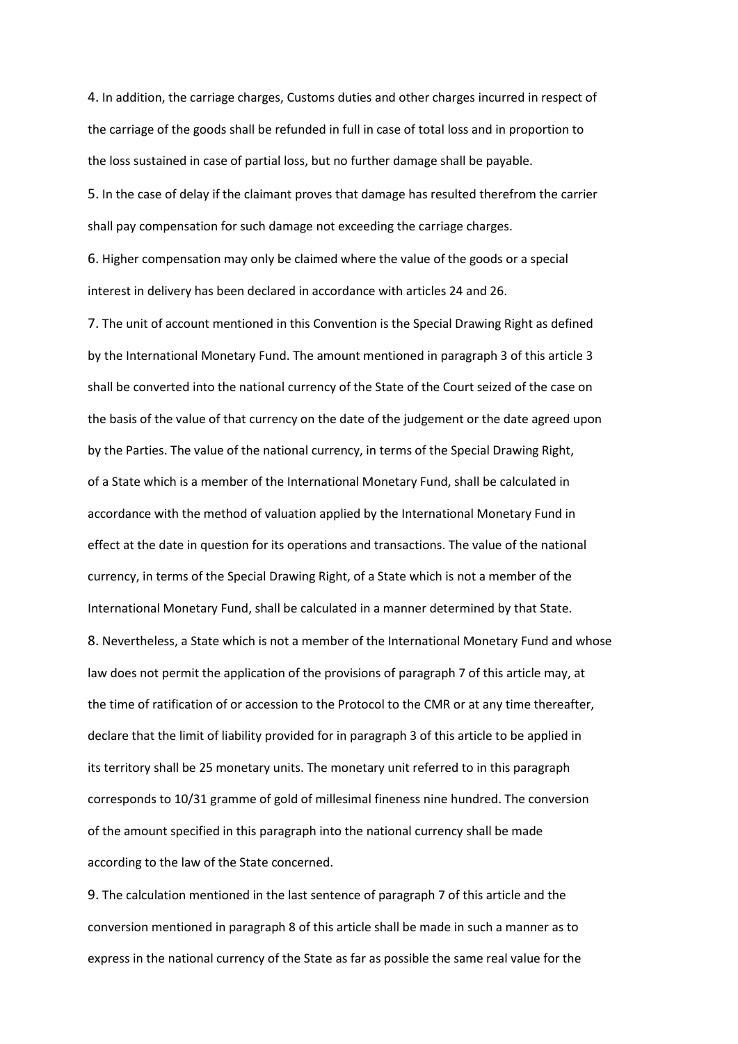4. In addition, the carriage charges, Customs duties and other charges incurred in respect of the carriage of the goods shall be refunded in full in case of total loss and in proportion to the loss sustained in case of partial loss, but no further damage shall be payable.

5. In the case of delay if the claimant proves that damage has resulted therefrom the carrier shall pay compensation for such damage not exceeding the carriage charges.

6. Higher compensation may only be claimed where the value of the goods or a special interest in delivery has been declared in accordance with articles 24 and 26.

7. The unit of account mentioned in this Convention is the Special Drawing Right as defined by the International Monetary Fund. The amount mentioned in paragraph 3 of this article 3 shall be converted into the national currency of the State of the Court seized of the case on the basis of the value of that currency on the date of the judgement or the date agreed upon by the Parties. The value of the national currency, in terms of the Special Drawing Right, of a State which is a member of the International Monetary Fund, shall be calculated in accordance with the method of valuation applied by the International Monetary Fund in effect at the date in question for its operations and transactions. The value of the national currency, in terms of the Special Drawing Right, of a State which is not a member of the International Monetary Fund, shall be calculated in a manner determined by that State.

8. Nevertheless, a State which is not a member of the International Monetary Fund and whose law does not permit the application of the provisions of paragraph 7 of this article may, at the time of ratification of or accession to the Protocol to the CMR or at any time thereafter, declare that the limit of liability provided for in paragraph 3 of this article to be applied in its territory shall be 25 monetary units. The monetary unit referred to in this paragraph corresponds to 10/31 gramme of gold of millesimal fineness nine hundred. The conversion of the amount specified in this paragraph into the national currency shall be made according to the law of the State concerned.

9. The calculation mentioned in the last sentence of paragraph 7 of this article and the conversion mentioned in paragraph 8 of this article shall be made in such a manner as to express in the national currency of the State as far as possible the same real value for the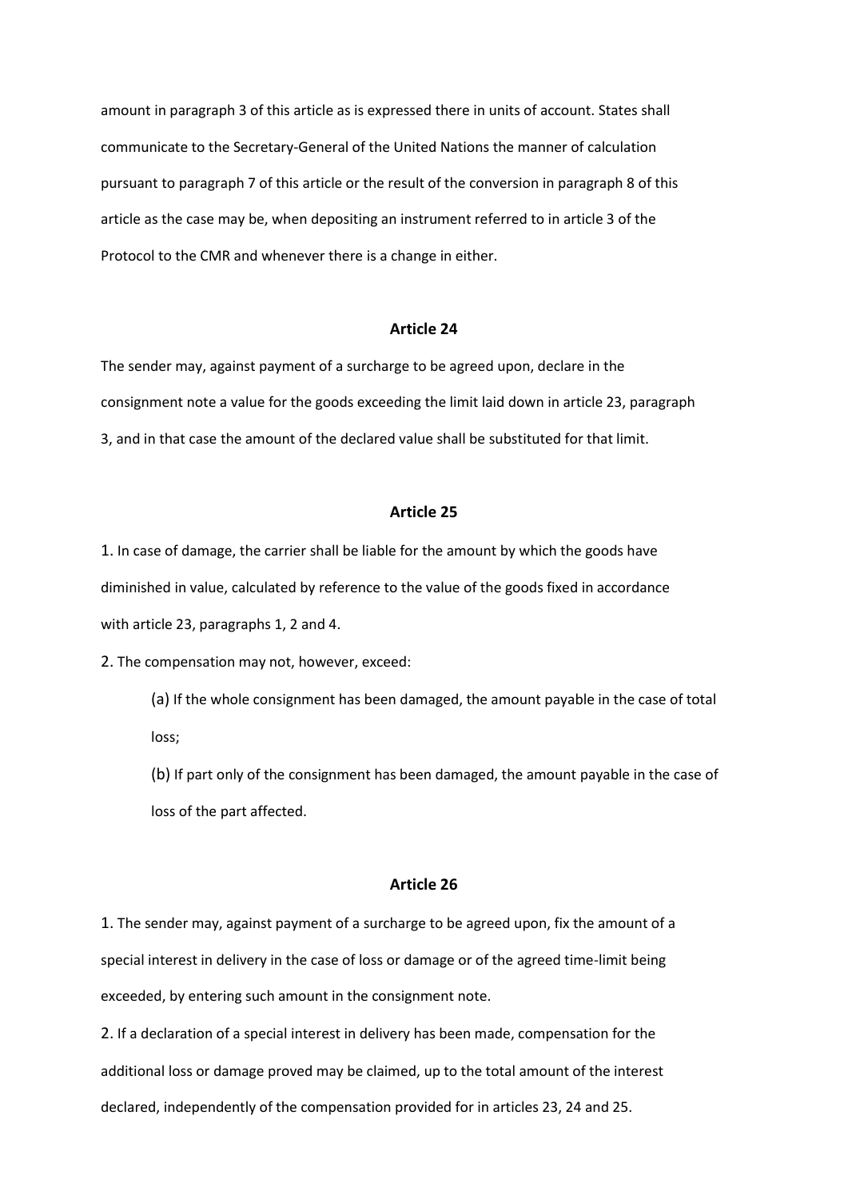amount in paragraph 3 of this article as is expressed there in units of account. States shall communicate to the Secretary-General of the United Nations the manner of calculation pursuant to paragraph 7 of this article or the result of the conversion in paragraph 8 of this article as the case may be, when depositing an instrument referred to in article 3 of the Protocol to the CMR and whenever there is a change in either.

## Article 24

The sender may, against payment of a surcharge to be agreed upon, declare in the consignment note a value for the goods exceeding the limit laid down in article 23, paragraph 3, and in that case the amount of the declared value shall be substituted for that limit.

## Article 25

1. In case of damage, the carrier shall be liable for the amount by which the goods have diminished in value, calculated by reference to the value of the goods fixed in accordance with article 23, paragraphs 1, 2 and 4.

2. The compensation may not, however, exceed:

(a) If the whole consignment has been damaged, the amount payable in the case of total loss;

(b) If part only of the consignment has been damaged, the amount payable in the case of loss of the part affected.

## Article 26

1. The sender may, against payment of a surcharge to be agreed upon, fix the amount of a special interest in delivery in the case of loss or damage or of the agreed time-limit being exceeded, by entering such amount in the consignment note.

2. If a declaration of a special interest in delivery has been made, compensation for the additional loss or damage proved may be claimed, up to the total amount of the interest declared, independently of the compensation provided for in articles 23, 24 and 25.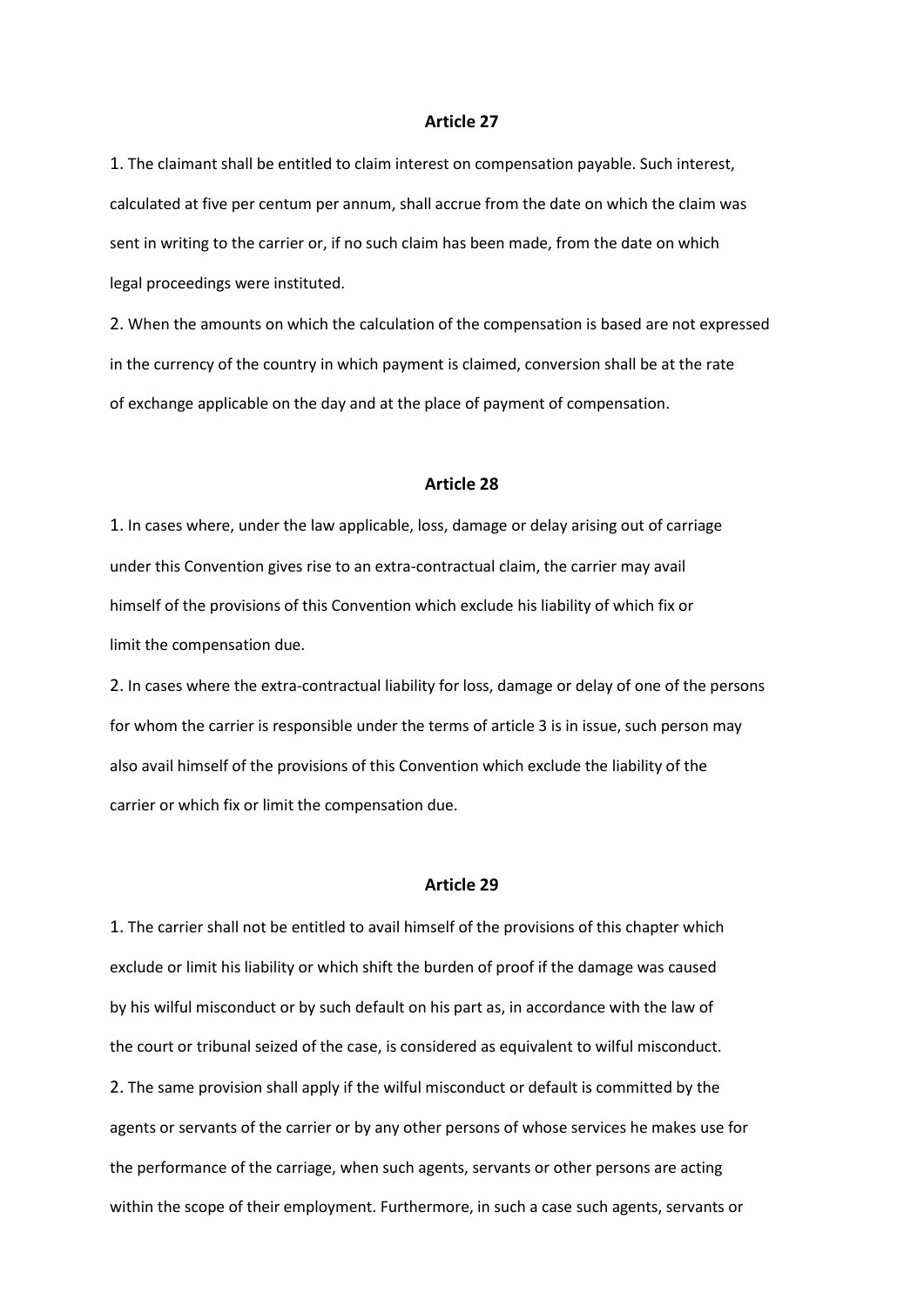## Article 27

1. The claimant shall be entitled to claim interest on compensation payable. Such interest, calculated at five per centum per annum, shall accrue from the date on which the claim was sent in writing to the carrier or, if no such claim has been made, from the date on which legal proceedings were instituted.

2. When the amounts on which the calculation of the compensation is based are not expressed in the currency of the country in which payment is claimed, conversion shall be at the rate of exchange applicable on the day and at the place of payment of compensation.

## Article 28

1. In cases where, under the law applicable, loss, damage or delay arising out of carriage under this Convention gives rise to an extra-contractual claim, the carrier may avail himself of the provisions of this Convention which exclude his liability of which fix or limit the compensation due.

2. In cases where the extra-contractual liability for loss, damage or delay of one of the persons for whom the carrier is responsible under the terms of article 3 is in issue, such person may also avail himself of the provisions of this Convention which exclude the liability of the carrier or which fix or limit the compensation due.

## Article 29

1. The carrier shall not be entitled to avail himself of the provisions of this chapter which exclude or limit his liability or which shift the burden of proof if the damage was caused by his wilful misconduct or by such default on his part as, in accordance with the law of the court or tribunal seized of the case, is considered as equivalent to wilful misconduct.

2. The same provision shall apply if the wilful misconduct or default is committed by the agents or servants of the carrier or by any other persons of whose services he makes use for the performance of the carriage, when such agents, servants or other persons are acting within the scope of their employment. Furthermore, in such a case such agents, servants or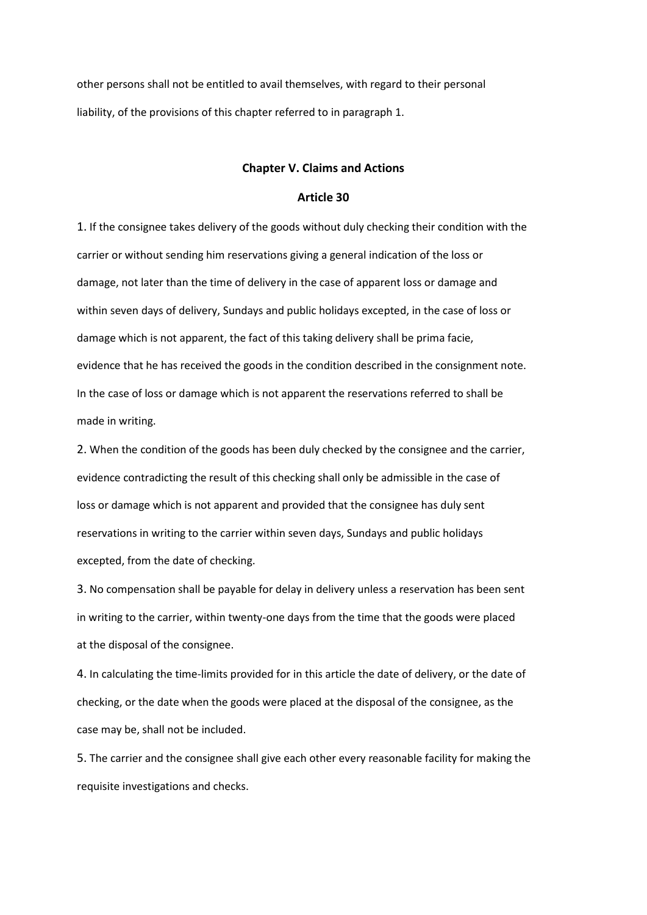other persons shall not be entitled to avail themselves, with regard to their personal liability, of the provisions of this chapter referred to in paragraph 1.

## Chapter V. Claims and Actions

### Article 30

1. If the consignee takes delivery of the goods without duly checking their condition with the carrier or without sending him reservations giving a general indication of the loss or damage, not later than the time of delivery in the case of apparent loss or damage and within seven days of delivery, Sundays and public holidays excepted, in the case of loss or damage which is not apparent, the fact of this taking delivery shall be prima facie, evidence that he has received the goods in the condition described in the consignment note. In the case of loss or damage which is not apparent the reservations referred to shall be made in writing.

2. When the condition of the goods has been duly checked by the consignee and the carrier, evidence contradicting the result of this checking shall only be admissible in the case of loss or damage which is not apparent and provided that the consignee has duly sent reservations in writing to the carrier within seven days, Sundays and public holidays excepted, from the date of checking.

3. No compensation shall be payable for delay in delivery unless a reservation has been sent in writing to the carrier, within twenty-one days from the time that the goods were placed at the disposal of the consignee.

4. In calculating the time-limits provided for in this article the date of delivery, or the date of checking, or the date when the goods were placed at the disposal of the consignee, as the case may be, shall not be included.

5. The carrier and the consignee shall give each other every reasonable facility for making the requisite investigations and checks.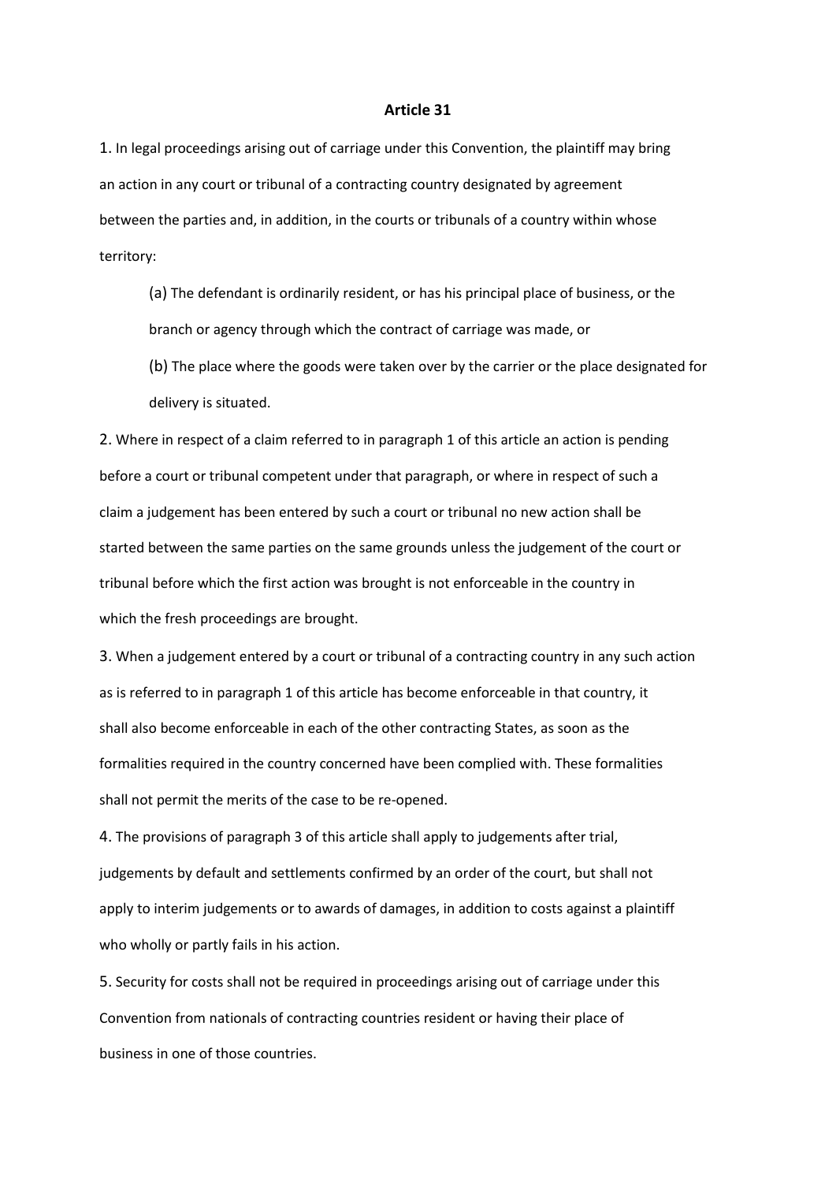**Article 31**

1. In legal proceedings arising out of carriage under this Convention, the plaintiff may bring an action in any court or tribunal of a contracting country designated by agreement between the parties and, in addition, in the courts or tribunals of a country within whose territory:

    (a) The defendant is ordinarily resident, or has his principal place of business, or the branch or agency through which the contract of carriage was made, or

    (b) The place where the goods were taken over by the carrier or the place designated for delivery is situated.

2. Where in respect of a claim referred to in paragraph 1 of this article an action is pending before a court or tribunal competent under that paragraph, or where in respect of such a claim a judgement has been entered by such a court or tribunal no new action shall be started between the same parties on the same grounds unless the judgement of the court or tribunal before which the first action was brought is not enforceable in the country in which the fresh proceedings are brought.

3. When a judgement entered by a court or tribunal of a contracting country in any such action as is referred to in paragraph 1 of this article has become enforceable in that country, it shall also become enforceable in each of the other contracting States, as soon as the formalities required in the country concerned have been complied with. These formalities shall not permit the merits of the case to be re-opened.

4. The provisions of paragraph 3 of this article shall apply to judgements after trial, judgements by default and settlements confirmed by an order of the court, but shall not apply to interim judgements or to awards of damages, in addition to costs against a plaintiff who wholly or partly fails in his action.

5. Security for costs shall not be required in proceedings arising out of carriage under this Convention from nationals of contracting countries resident or having their place of business in one of those countries.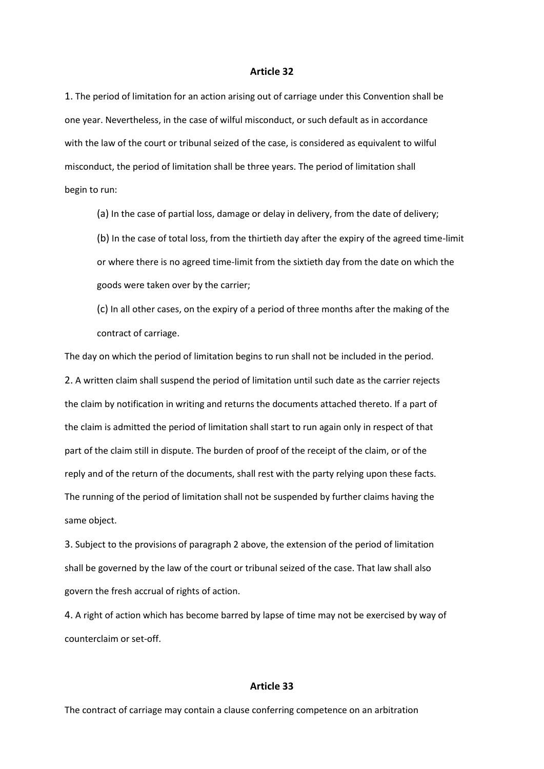## Article 32

1. The period of limitation for an action arising out of carriage under this Convention shall be one year. Nevertheless, in the case of wilful misconduct, or such default as in accordance with the law of the court or tribunal seized of the case, is considered as equivalent to wilful misconduct, the period of limitation shall be three years. The period of limitation shall begin to run:

   (a) In the case of partial loss, damage or delay in delivery, from the date of delivery;

   (b) In the case of total loss, from the thirtieth day after the expiry of the agreed time-limit or where there is no agreed time-limit from the sixtieth day from the date on which the goods were taken over by the carrier;

   (c) In all other cases, on the expiry of a period of three months after the making of the contract of carriage.

The day on which the period of limitation begins to run shall not be included in the period.

2. A written claim shall suspend the period of limitation until such date as the carrier rejects the claim by notification in writing and returns the documents attached thereto. If a part of the claim is admitted the period of limitation shall start to run again only in respect of that part of the claim still in dispute. The burden of proof of the receipt of the claim, or of the reply and of the return of the documents, shall rest with the party relying upon these facts. The running of the period of limitation shall not be suspended by further claims having the same object.

3. Subject to the provisions of paragraph 2 above, the extension of the period of limitation shall be governed by the law of the court or tribunal seized of the case. That law shall also govern the fresh accrual of rights of action.

4. A right of action which has become barred by lapse of time may not be exercised by way of counterclaim or set-off.

## Article 33

The contract of carriage may contain a clause conferring competence on an arbitration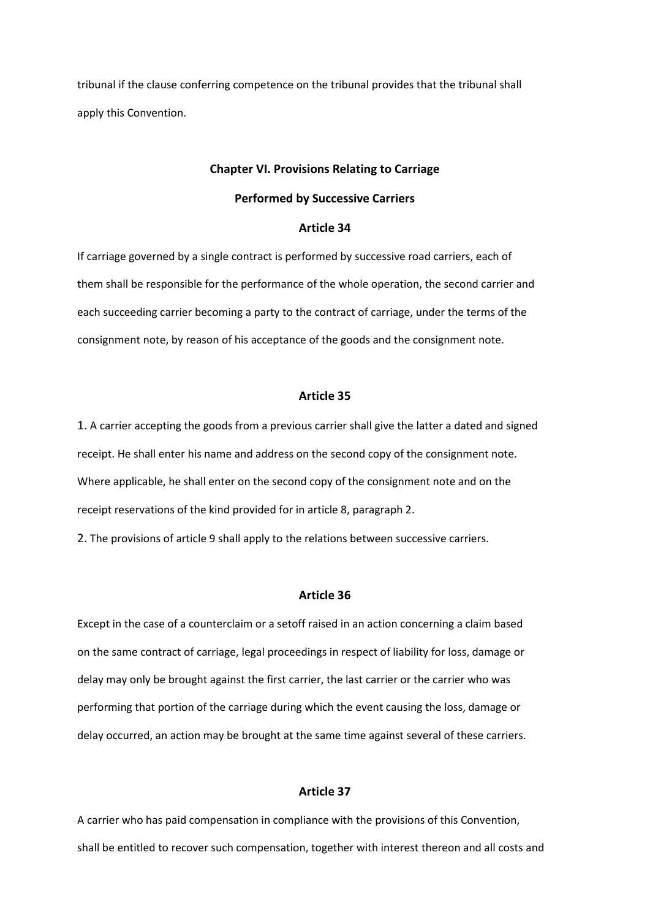tribunal if the clause conferring competence on the tribunal provides that the tribunal shall apply this Convention.

## Chapter VI. Provisions Relating to Carriage Performed by Successive Carriers

### Article 34

If carriage governed by a single contract is performed by successive road carriers, each of them shall be responsible for the performance of the whole operation, the second carrier and each succeeding carrier becoming a party to the contract of carriage, under the terms of the consignment note, by reason of his acceptance of the goods and the consignment note.

### Article 35

1. A carrier accepting the goods from a previous carrier shall give the latter a dated and signed receipt. He shall enter his name and address on the second copy of the consignment note. Where applicable, he shall enter on the second copy of the consignment note and on the receipt reservations of the kind provided for in article 8, paragraph 2.
2. The provisions of article 9 shall apply to the relations between successive carriers.

### Article 36

Except in the case of a counterclaim or a setoff raised in an action concerning a claim based on the same contract of carriage, legal proceedings in respect of liability for loss, damage or delay may only be brought against the first carrier, the last carrier or the carrier who was performing that portion of the carriage during which the event causing the loss, damage or delay occurred, an action may be brought at the same time against several of these carriers.

### Article 37

A carrier who has paid compensation in compliance with the provisions of this Convention, shall be entitled to recover such compensation, together with interest thereon and all costs and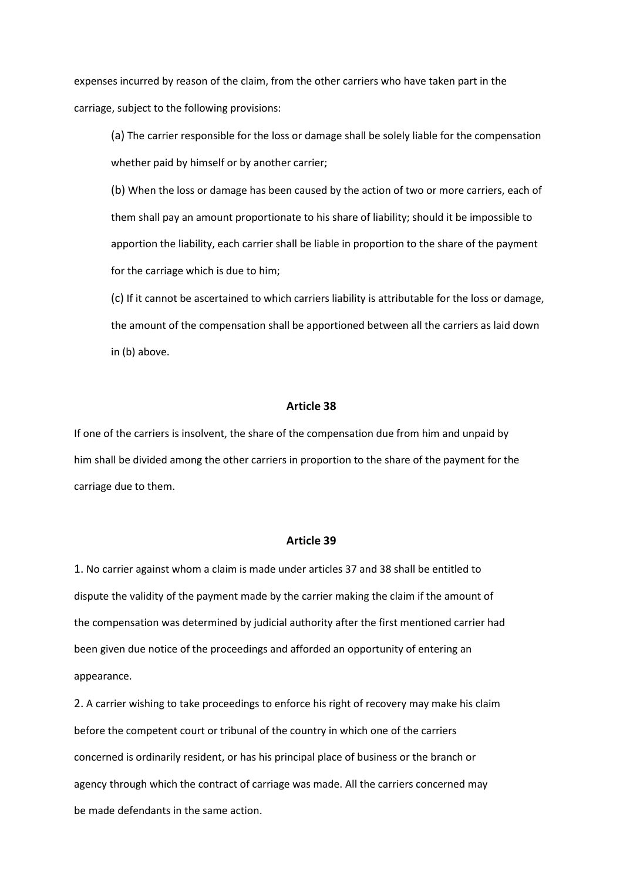expenses incurred by reason of the claim, from the other carriers who have taken part in the carriage, subject to the following provisions:

(a) The carrier responsible for the loss or damage shall be solely liable for the compensation whether paid by himself or by another carrier;

(b) When the loss or damage has been caused by the action of two or more carriers, each of them shall pay an amount proportionate to his share of liability; should it be impossible to apportion the liability, each carrier shall be liable in proportion to the share of the payment for the carriage which is due to him;

(c) If it cannot be ascertained to which carriers liability is attributable for the loss or damage, the amount of the compensation shall be apportioned between all the carriers as laid down in (b) above.

**Article 38**

If one of the carriers is insolvent, the share of the compensation due from him and unpaid by him shall be divided among the other carriers in proportion to the share of the payment for the carriage due to them.

**Article 39**

1. No carrier against whom a claim is made under articles 37 and 38 shall be entitled to dispute the validity of the payment made by the carrier making the claim if the amount of the compensation was determined by judicial authority after the first mentioned carrier had been given due notice of the proceedings and afforded an opportunity of entering an appearance.

2. A carrier wishing to take proceedings to enforce his right of recovery may make his claim before the competent court or tribunal of the country in which one of the carriers concerned is ordinarily resident, or has his principal place of business or the branch or agency through which the contract of carriage was made. All the carriers concerned may be made defendants in the same action.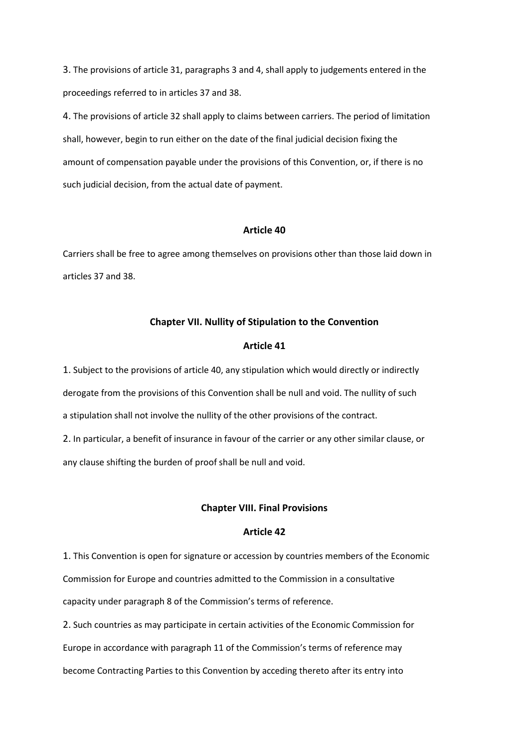3. The provisions of article 31, paragraphs 3 and 4, shall apply to judgements entered in the proceedings referred to in articles 37 and 38.

4. The provisions of article 32 shall apply to claims between carriers. The period of limitation shall, however, begin to run either on the date of the final judicial decision fixing the amount of compensation payable under the provisions of this Convention, or, if there is no such judicial decision, from the actual date of payment.

### Article 40

Carriers shall be free to agree among themselves on provisions other than those laid down in articles 37 and 38.

## Chapter VII. Nullity of Stipulation to the Convention

### Article 41

1. Subject to the provisions of article 40, any stipulation which would directly or indirectly derogate from the provisions of this Convention shall be null and void. The nullity of such a stipulation shall not involve the nullity of the other provisions of the contract.

2. In particular, a benefit of insurance in favour of the carrier or any other similar clause, or any clause shifting the burden of proof shall be null and void.

## Chapter VIII. Final Provisions

### Article 42

1. This Convention is open for signature or accession by countries members of the Economic Commission for Europe and countries admitted to the Commission in a consultative capacity under paragraph 8 of the Commission's terms of reference.

2. Such countries as may participate in certain activities of the Economic Commission for Europe in accordance with paragraph 11 of the Commission's terms of reference may become Contracting Parties to this Convention by acceding thereto after its entry into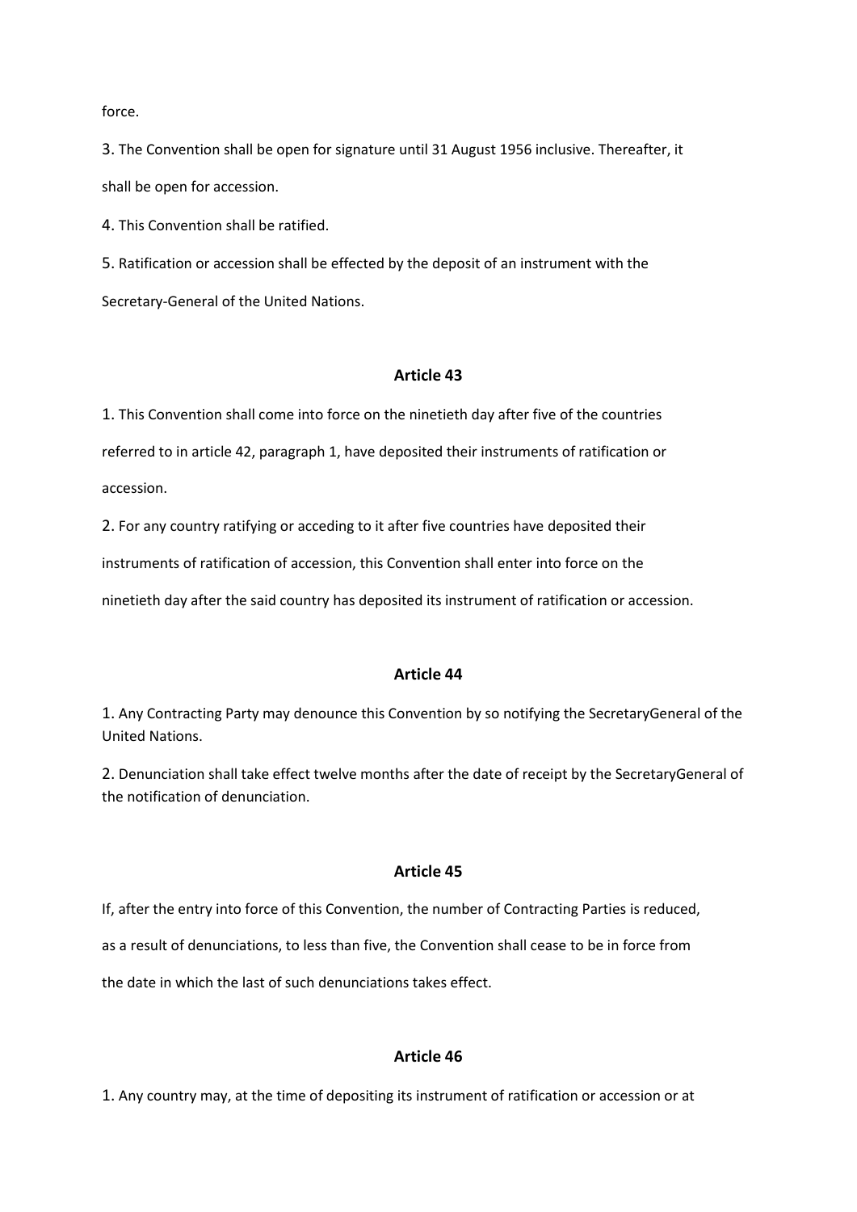force.

3. The Convention shall be open for signature until 31 August 1956 inclusive. Thereafter, it shall be open for accession.

4. This Convention shall be ratified.

5. Ratification or accession shall be effected by the deposit of an instrument with the Secretary-General of the United Nations.

### Article 43

1. This Convention shall come into force on the ninetieth day after five of the countries referred to in article 42, paragraph 1, have deposited their instruments of ratification or accession.

2. For any country ratifying or acceding to it after five countries have deposited their instruments of ratification of accession, this Convention shall enter into force on the ninetieth day after the said country has deposited its instrument of ratification or accession.

### Article 44

1. Any Contracting Party may denounce this Convention by so notifying the SecretaryGeneral of the United Nations.

2. Denunciation shall take effect twelve months after the date of receipt by the SecretaryGeneral of the notification of denunciation.

### Article 45

If, after the entry into force of this Convention, the number of Contracting Parties is reduced, as a result of denunciations, to less than five, the Convention shall cease to be in force from the date in which the last of such denunciations takes effect.

### Article 46

1. Any country may, at the time of depositing its instrument of ratification or accession or at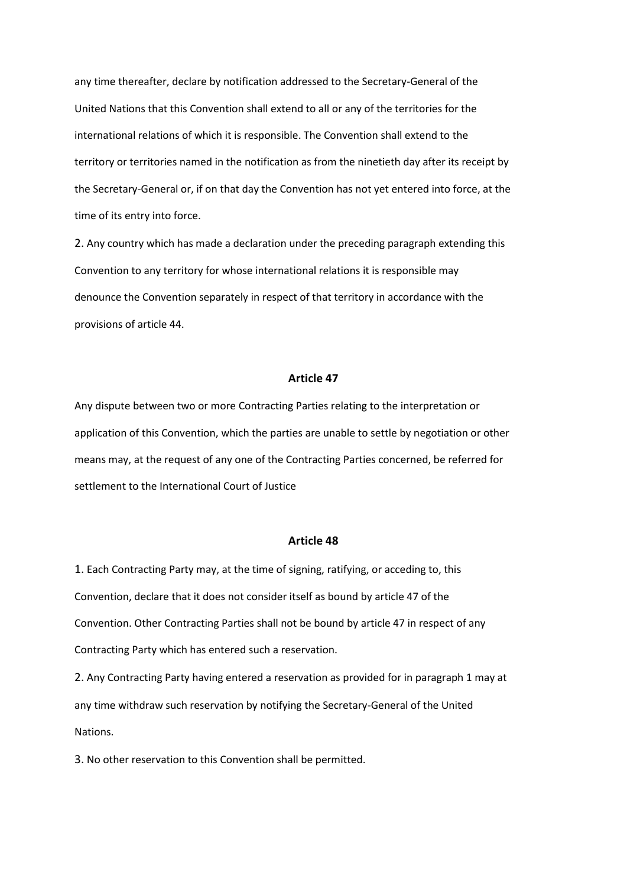any time thereafter, declare by notification addressed to the Secretary-General of the United Nations that this Convention shall extend to all or any of the territories for the international relations of which it is responsible. The Convention shall extend to the territory or territories named in the notification as from the ninetieth day after its receipt by the Secretary-General or, if on that day the Convention has not yet entered into force, at the time of its entry into force.

2. Any country which has made a declaration under the preceding paragraph extending this Convention to any territory for whose international relations it is responsible may denounce the Convention separately in respect of that territory in accordance with the provisions of article 44.

### Article 47

Any dispute between two or more Contracting Parties relating to the interpretation or application of this Convention, which the parties are unable to settle by negotiation or other means may, at the request of any one of the Contracting Parties concerned, be referred for settlement to the International Court of Justice

### Article 48

1. Each Contracting Party may, at the time of signing, ratifying, or acceding to, this Convention, declare that it does not consider itself as bound by article 47 of the Convention. Other Contracting Parties shall not be bound by article 47 in respect of any Contracting Party which has entered such a reservation.

2. Any Contracting Party having entered a reservation as provided for in paragraph 1 may at any time withdraw such reservation by notifying the Secretary-General of the United Nations.

3. No other reservation to this Convention shall be permitted.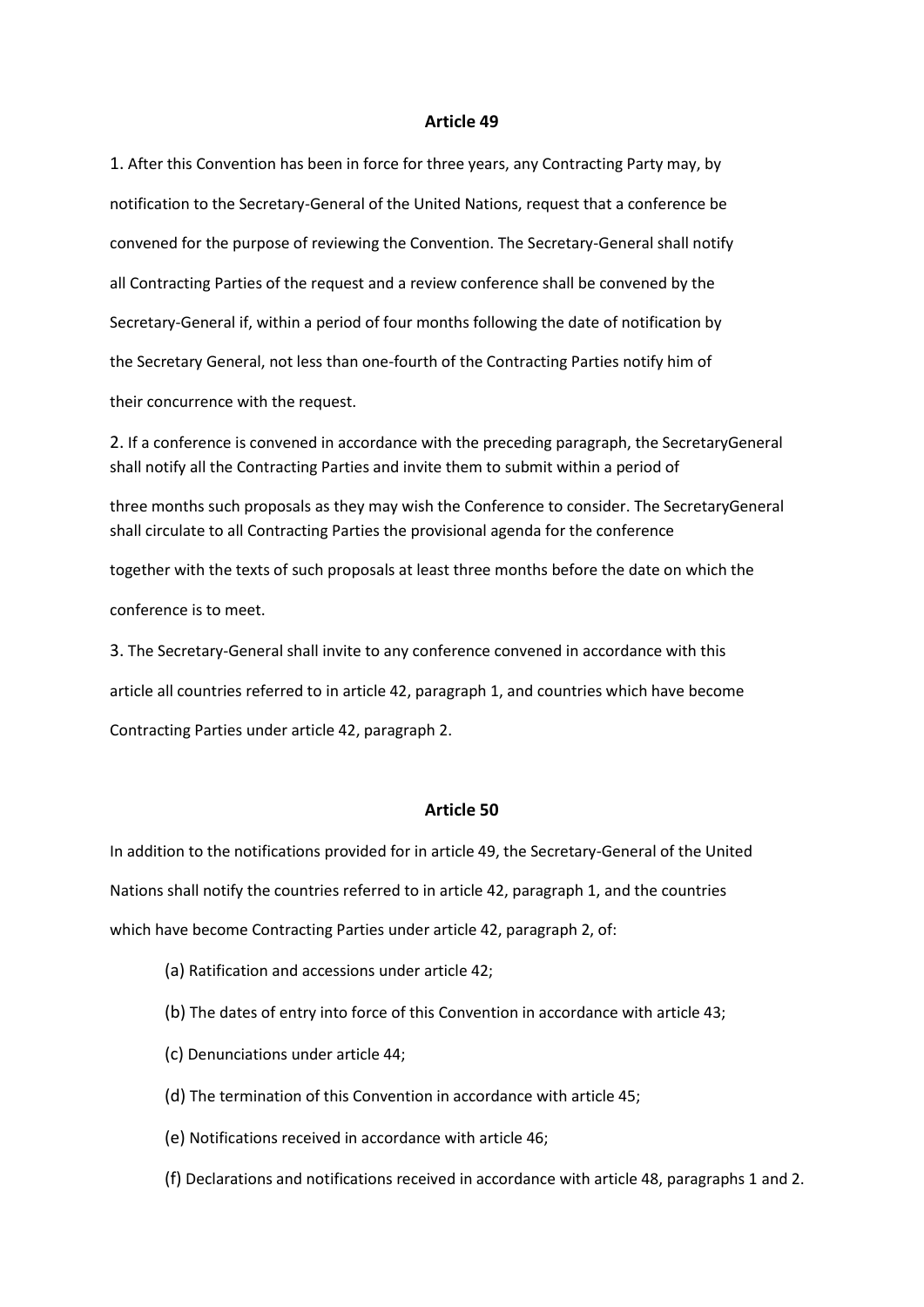## Article 49

1. After this Convention has been in force for three years, any Contracting Party may, by notification to the Secretary-General of the United Nations, request that a conference be convened for the purpose of reviewing the Convention. The Secretary-General shall notify all Contracting Parties of the request and a review conference shall be convened by the Secretary-General if, within a period of four months following the date of notification by the Secretary General, not less than one-fourth of the Contracting Parties notify him of their concurrence with the request.

2. If a conference is convened in accordance with the preceding paragraph, the SecretaryGeneral shall notify all the Contracting Parties and invite them to submit within a period of three months such proposals as they may wish the Conference to consider. The SecretaryGeneral shall circulate to all Contracting Parties the provisional agenda for the conference together with the texts of such proposals at least three months before the date on which the conference is to meet.

3. The Secretary-General shall invite to any conference convened in accordance with this article all countries referred to in article 42, paragraph 1, and countries which have become Contracting Parties under article 42, paragraph 2.

## Article 50

In addition to the notifications provided for in article 49, the Secretary-General of the United Nations shall notify the countries referred to in article 42, paragraph 1, and the countries which have become Contracting Parties under article 42, paragraph 2, of:

(a) Ratification and accessions under article 42;

(b) The dates of entry into force of this Convention in accordance with article 43;

(c) Denunciations under article 44;

(d) The termination of this Convention in accordance with article 45;

(e) Notifications received in accordance with article 46;

(f) Declarations and notifications received in accordance with article 48, paragraphs 1 and 2.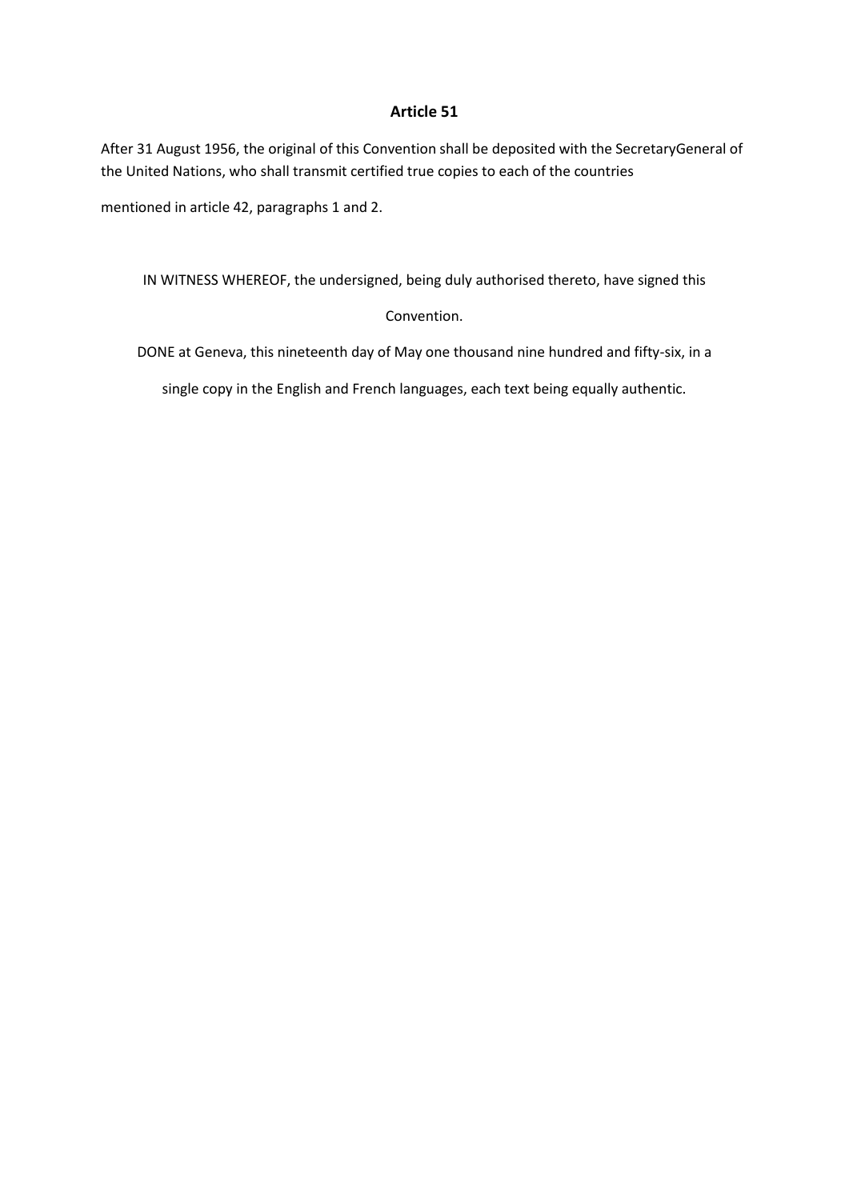## Article 51

After 31 August 1956, the original of this Convention shall be deposited with the SecretaryGeneral of the United Nations, who shall transmit certified true copies to each of the countries mentioned in article 42, paragraphs 1 and 2.

IN WITNESS WHEREOF, the undersigned, being duly authorised thereto, have signed this Convention.

DONE at Geneva, this nineteenth day of May one thousand nine hundred and fifty-six, in a single copy in the English and French languages, each text being equally authentic.